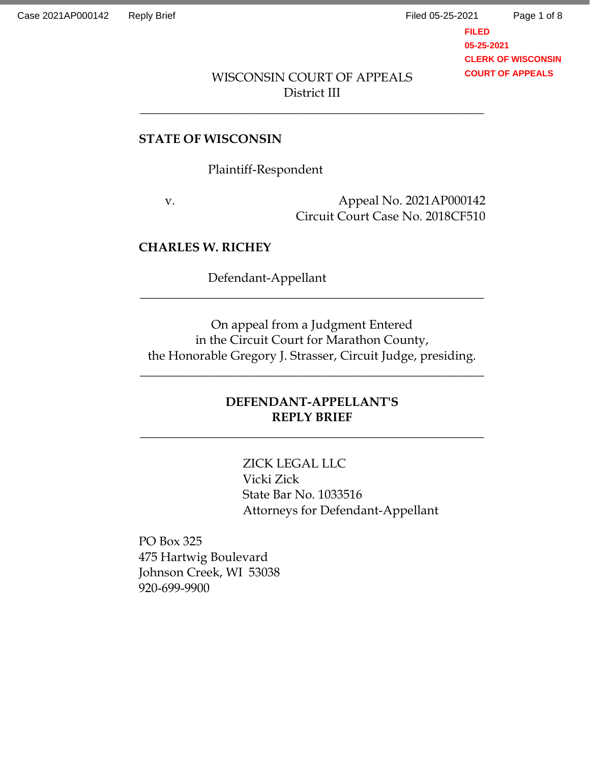WISCONSIN COURT OF APPEALS
District III

---

**STATE OF WISCONSIN**

Plaintiff-Respondent

v.

Appeal No. 2021AP000142
Circuit Court Case No. 2018CF510

**CHARLES W. RICHEY**

Defendant-Appellant

---

On appeal from a Judgment Entered
in the Circuit Court for Marathon County,
the Honorable Gregory J. Strasser, Circuit Judge, presiding.

---

**DEFENDANT-APPELLANT'S**
**REPLY BRIEF**

---

ZICK LEGAL LLC
Vicki Zick
State Bar No. 1033516
Attorneys for Defendant-Appellant

PO Box 325
475 Hartwig Boulevard
Johnson Creek, WI 53038
920-699-9900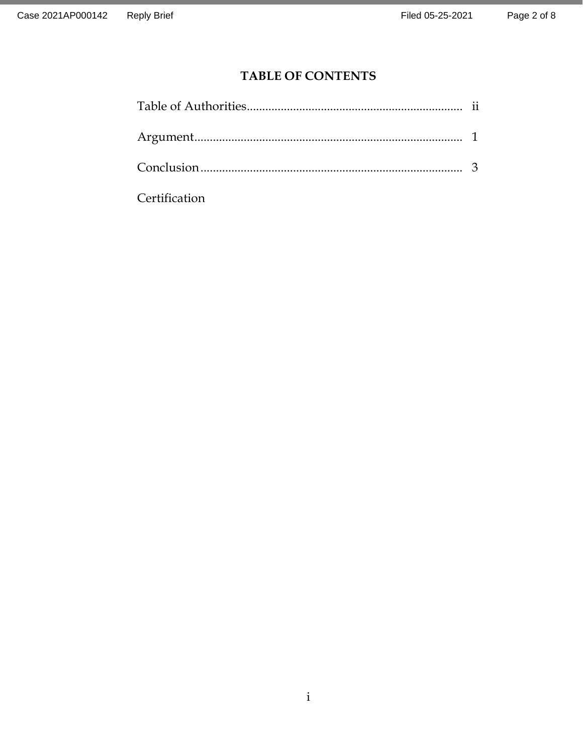# TABLE OF CONTENTS

| | |
|---|---|
| Table of Authorities | ii |
| Argument | 1 |
| Conclusion | 3 |
| Certification | |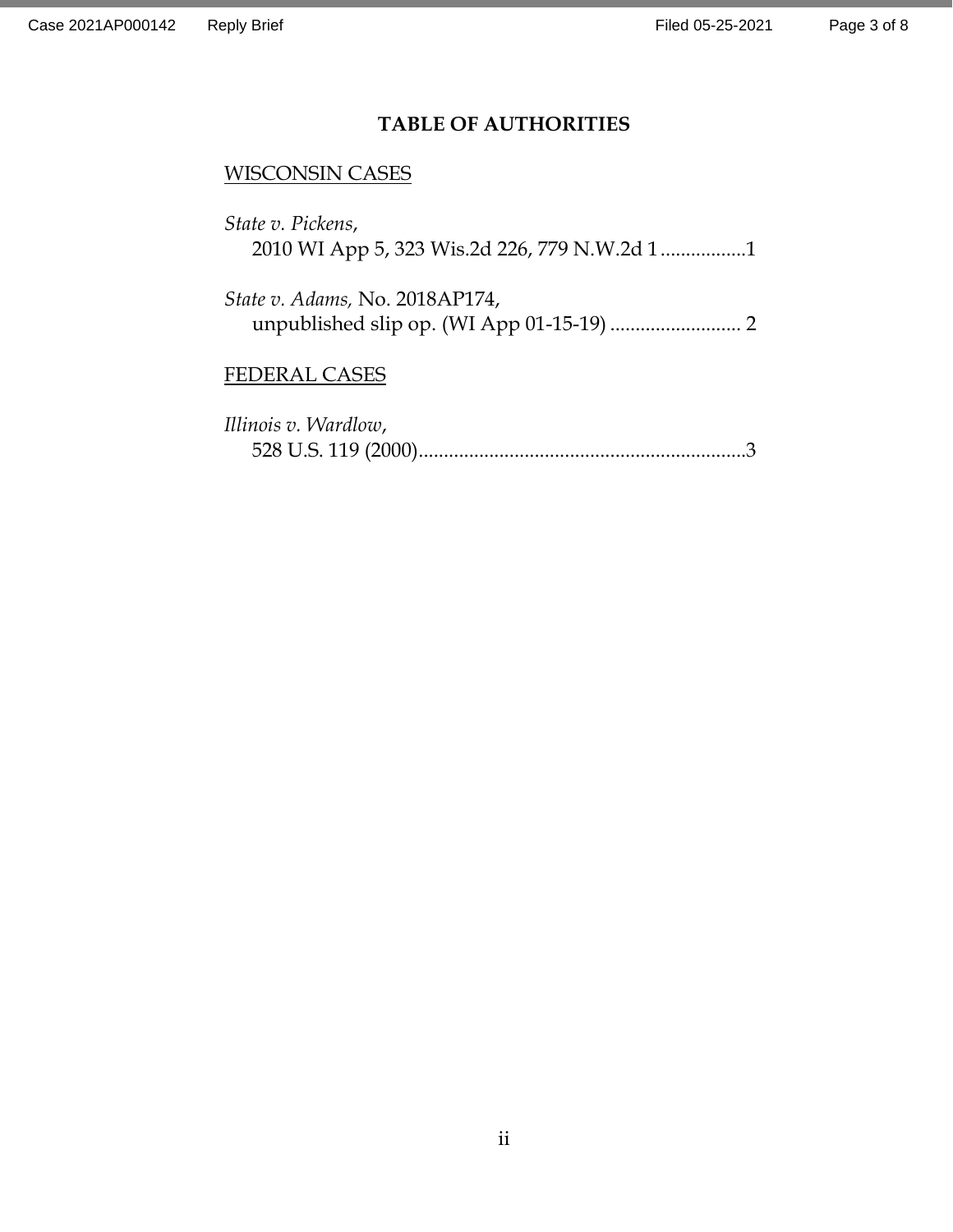# TABLE OF AUTHORITIES

WISCONSIN CASES

*State v. Pickens*,
2010 WI App 5, 323 Wis.2d 226, 779 N.W.2d 1 .................1

*State v. Adams,* No. 2018AP174,
unpublished slip op. (WI App 01-15-19) .......................... 2

FEDERAL CASES

*Illinois v. Wardlow*,
528 U.S. 119 (2000).................................................................3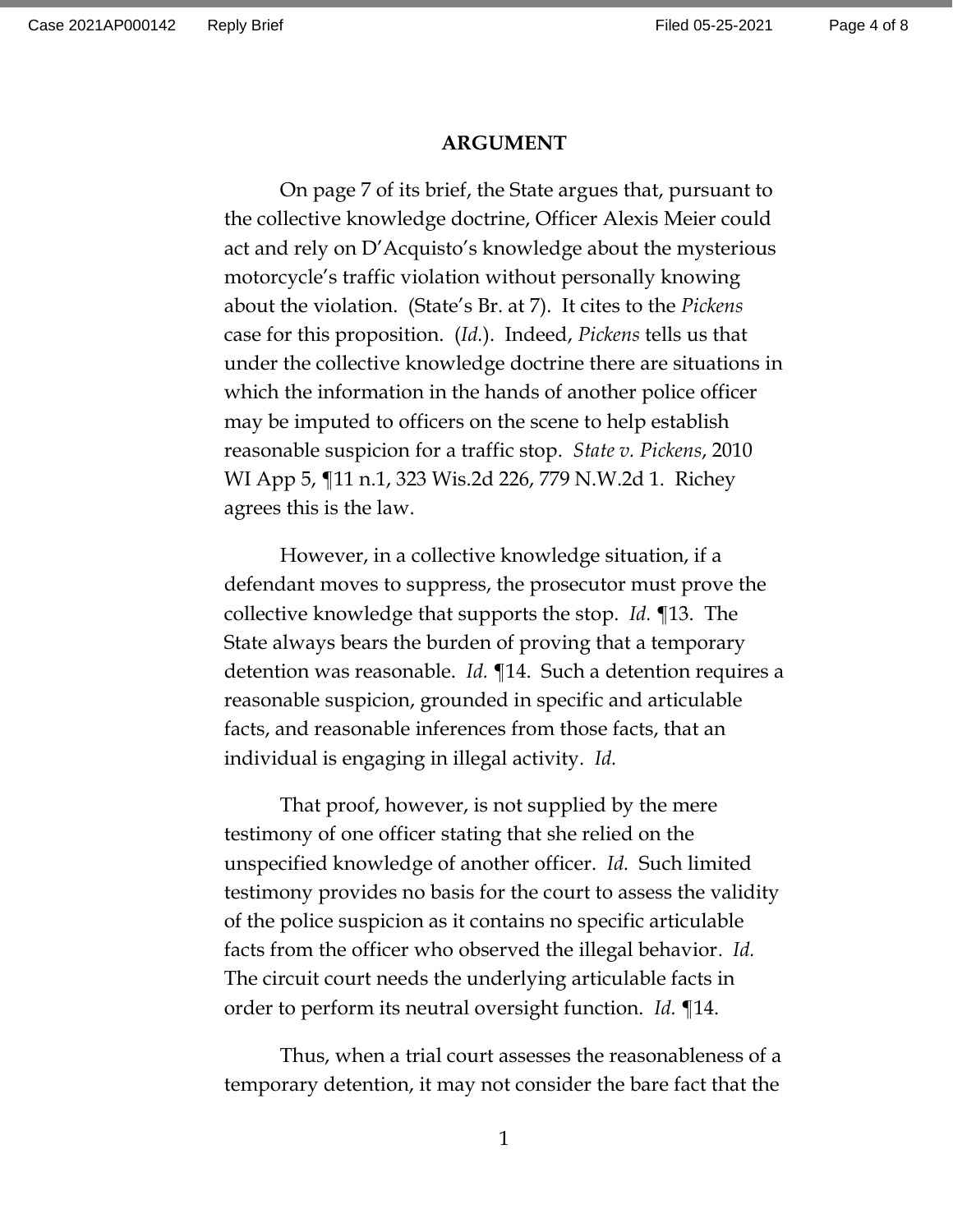## ARGUMENT

On page 7 of its brief, the State argues that, pursuant to the collective knowledge doctrine, Officer Alexis Meier could act and rely on D'Acquisto's knowledge about the mysterious motorcycle's traffic violation without personally knowing about the violation. (State's Br. at 7). It cites to the *Pickens* case for this proposition. (*Id.*). Indeed, *Pickens* tells us that under the collective knowledge doctrine there are situations in which the information in the hands of another police officer may be imputed to officers on the scene to help establish reasonable suspicion for a traffic stop. *State v. Pickens*, 2010 WI App 5, ¶11 n.1, 323 Wis.2d 226, 779 N.W.2d 1. Richey agrees this is the law.

However, in a collective knowledge situation, if a defendant moves to suppress, the prosecutor must prove the collective knowledge that supports the stop. *Id.* ¶13. The State always bears the burden of proving that a temporary detention was reasonable. *Id.* ¶14. Such a detention requires a reasonable suspicion, grounded in specific and articulable facts, and reasonable inferences from those facts, that an individual is engaging in illegal activity. *Id.*

That proof, however, is not supplied by the mere testimony of one officer stating that she relied on the unspecified knowledge of another officer. *Id.* Such limited testimony provides no basis for the court to assess the validity of the police suspicion as it contains no specific articulable facts from the officer who observed the illegal behavior. *Id.* The circuit court needs the underlying articulable facts in order to perform its neutral oversight function. *Id.* ¶14.

Thus, when a trial court assesses the reasonableness of a temporary detention, it may not consider the bare fact that the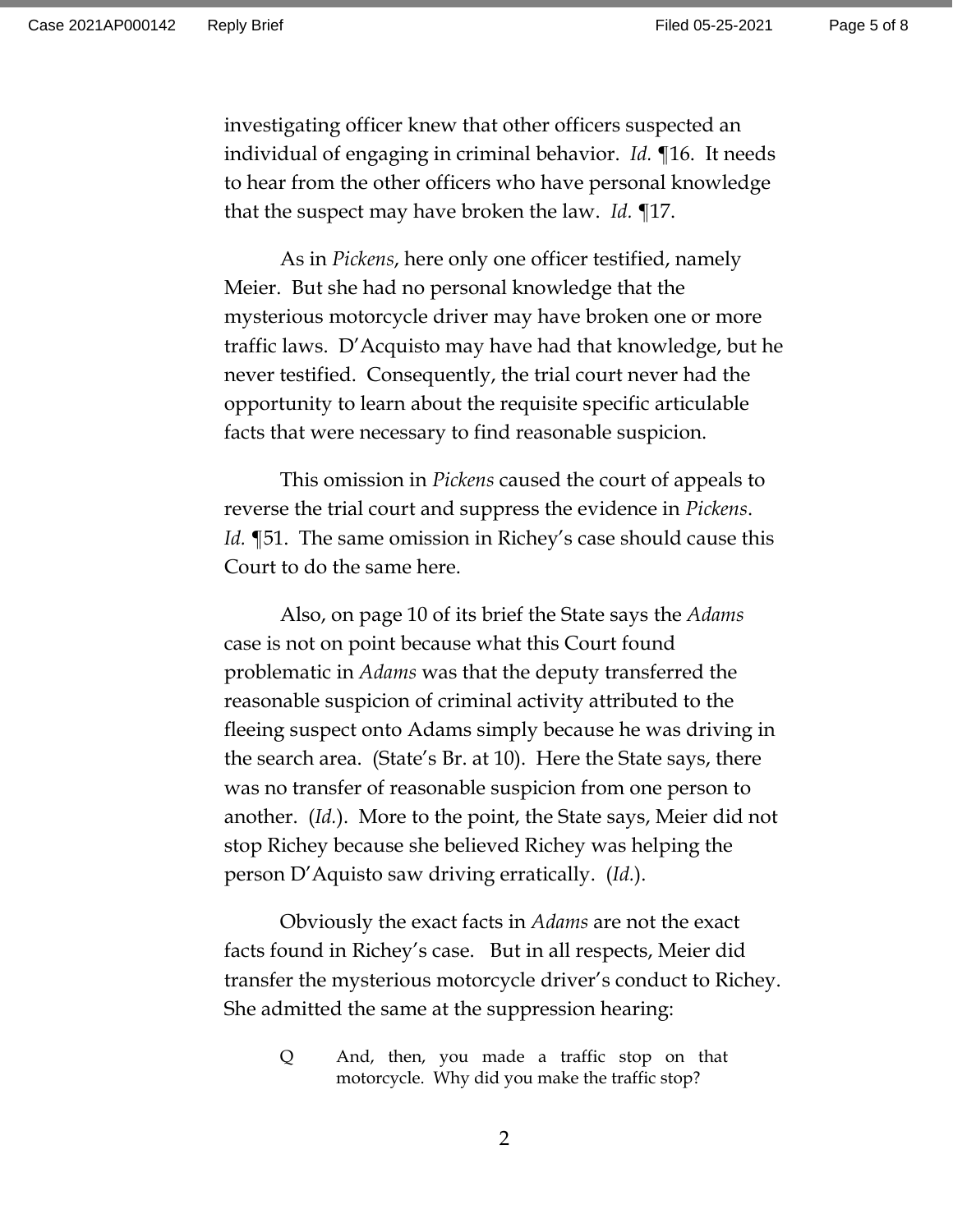investigating officer knew that other officers suspected an individual of engaging in criminal behavior. *Id.* ¶16. It needs to hear from the other officers who have personal knowledge that the suspect may have broken the law. *Id.* ¶17.

As in *Pickens*, here only one officer testified, namely Meier. But she had no personal knowledge that the mysterious motorcycle driver may have broken one or more traffic laws. D'Acquisto may have had that knowledge, but he never testified. Consequently, the trial court never had the opportunity to learn about the requisite specific articulable facts that were necessary to find reasonable suspicion.

This omission in *Pickens* caused the court of appeals to reverse the trial court and suppress the evidence in *Pickens*. *Id.* ¶51. The same omission in Richey's case should cause this Court to do the same here.

Also, on page 10 of its brief the State says the *Adams* case is not on point because what this Court found problematic in *Adams* was that the deputy transferred the reasonable suspicion of criminal activity attributed to the fleeing suspect onto Adams simply because he was driving in the search area. (State's Br. at 10). Here the State says, there was no transfer of reasonable suspicion from one person to another. (*Id.*). More to the point, the State says, Meier did not stop Richey because she believed Richey was helping the person D'Aquisto saw driving erratically. (*Id.*).

Obviously the exact facts in *Adams* are not the exact facts found in Richey's case. But in all respects, Meier did transfer the mysterious motorcycle driver's conduct to Richey. She admitted the same at the suppression hearing:

> Q And, then, you made a traffic stop on that motorcycle. Why did you make the traffic stop?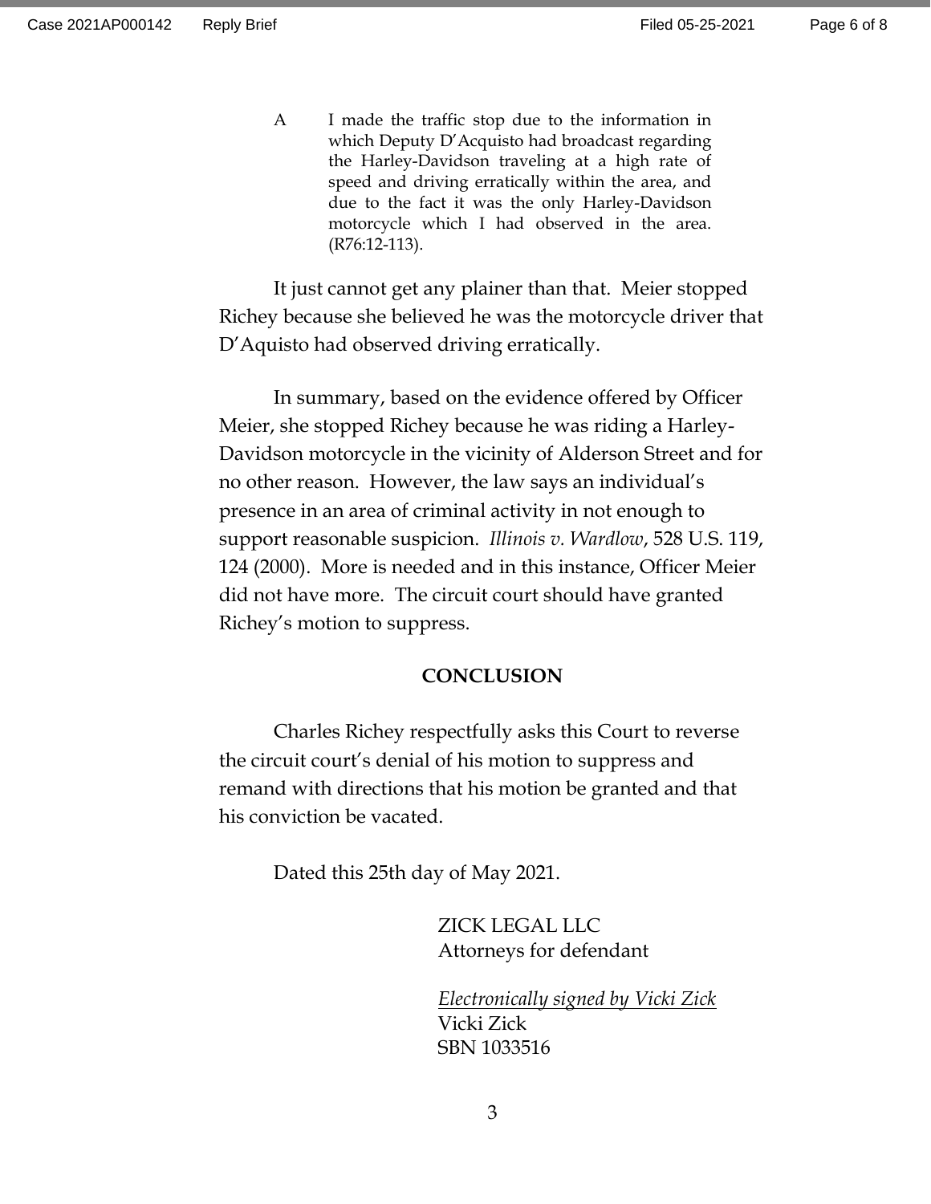> A I made the traffic stop due to the information in which Deputy D'Acquisto had broadcast regarding the Harley-Davidson traveling at a high rate of speed and driving erratically within the area, and due to the fact it was the only Harley-Davidson motorcycle which I had observed in the area. (R76:12-113).

It just cannot get any plainer than that. Meier stopped Richey because she believed he was the motorcycle driver that D'Aquisto had observed driving erratically.

In summary, based on the evidence offered by Officer Meier, she stopped Richey because he was riding a Harley-Davidson motorcycle in the vicinity of Alderson Street and for no other reason. However, the law says an individual's presence in an area of criminal activity in not enough to support reasonable suspicion. *Illinois v. Wardlow*, 528 U.S. 119, 124 (2000). More is needed and in this instance, Officer Meier did not have more. The circuit court should have granted Richey's motion to suppress.

**CONCLUSION**

Charles Richey respectfully asks this Court to reverse the circuit court's denial of his motion to suppress and remand with directions that his motion be granted and that his conviction be vacated.

Dated this 25th day of May 2021.

ZICK LEGAL LLC
Attorneys for defendant

*Electronically signed by Vicki Zick*
Vicki Zick
SBN 1033516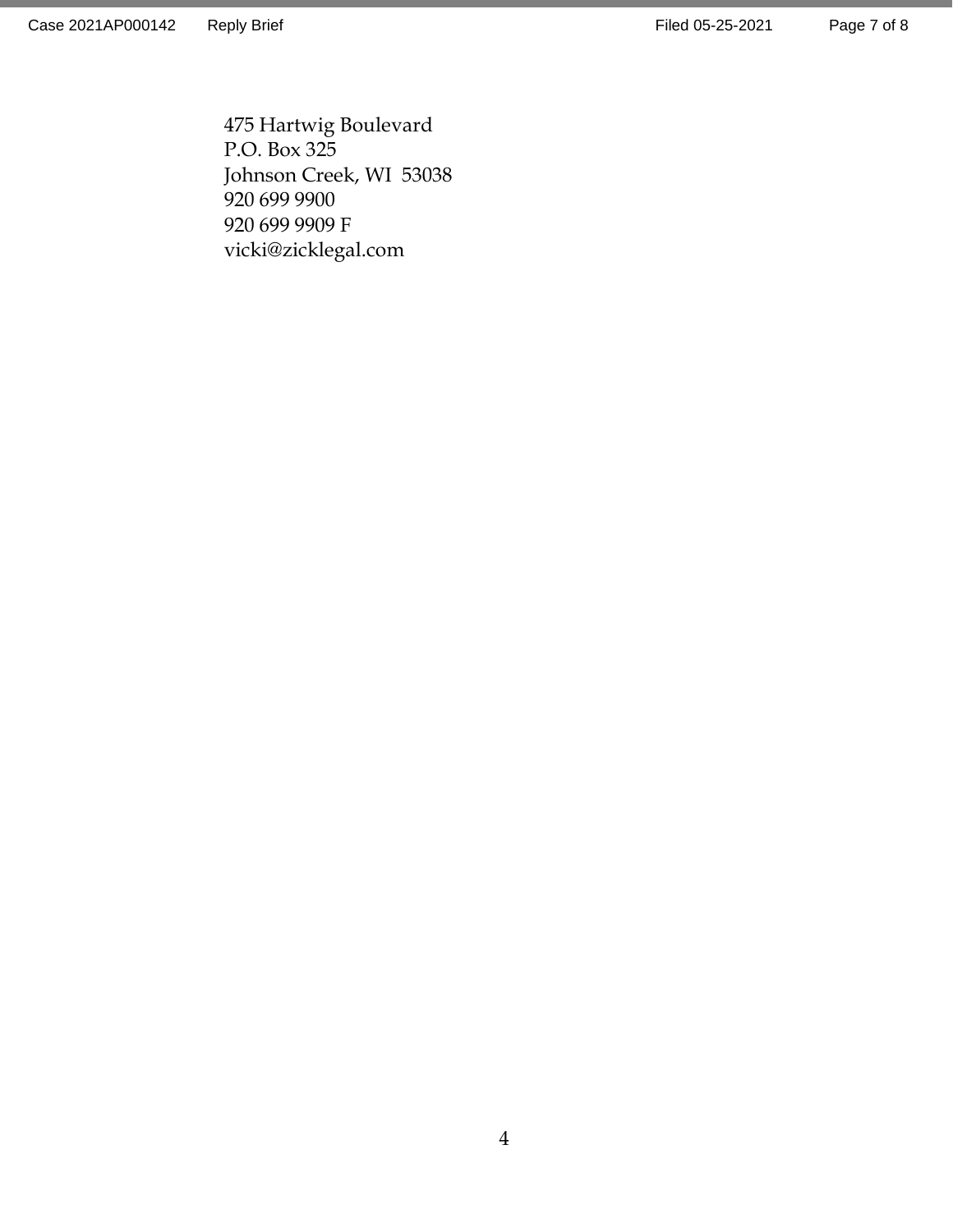475 Hartwig Boulevard  
P.O. Box 325  
Johnson Creek, WI  53038  
920 699 9900  
920 699 9909 F  
vicki@zicklegal.com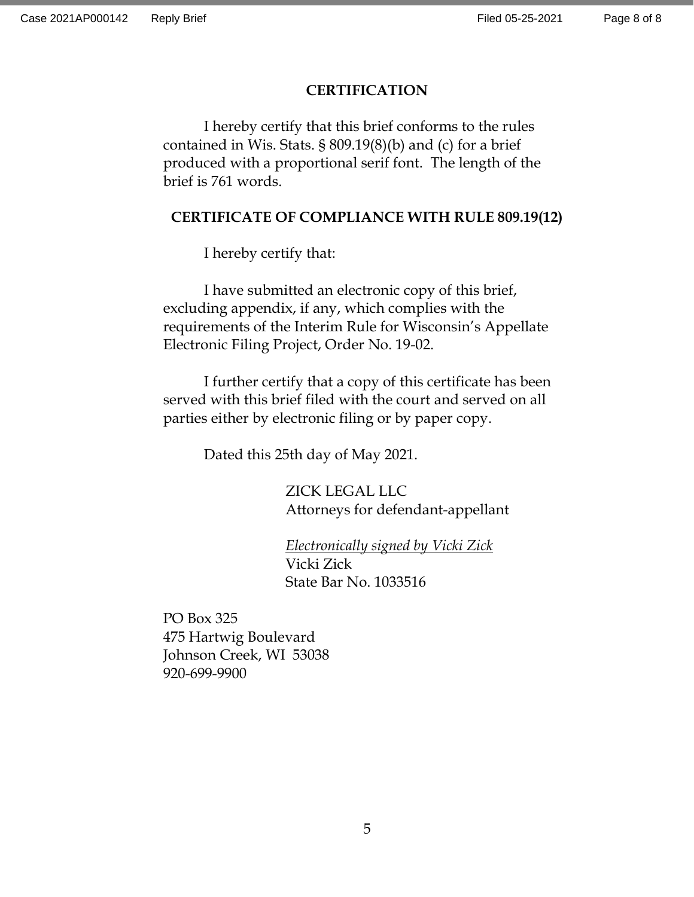## CERTIFICATION

I hereby certify that this brief conforms to the rules contained in Wis. Stats. § 809.19(8)(b) and (c) for a brief produced with a proportional serif font. The length of the brief is 761 words.

## CERTIFICATE OF COMPLIANCE WITH RULE 809.19(12)

I hereby certify that:

I have submitted an electronic copy of this brief, excluding appendix, if any, which complies with the requirements of the Interim Rule for Wisconsin's Appellate Electronic Filing Project, Order No. 19-02.

I further certify that a copy of this certificate has been served with this brief filed with the court and served on all parties either by electronic filing or by paper copy.

Dated this 25th day of May 2021.

ZICK LEGAL LLC
Attorneys for defendant-appellant

*Electronically signed by Vicki Zick*
Vicki Zick
State Bar No. 1033516

PO Box 325
475 Hartwig Boulevard
Johnson Creek, WI 53038
920-699-9900